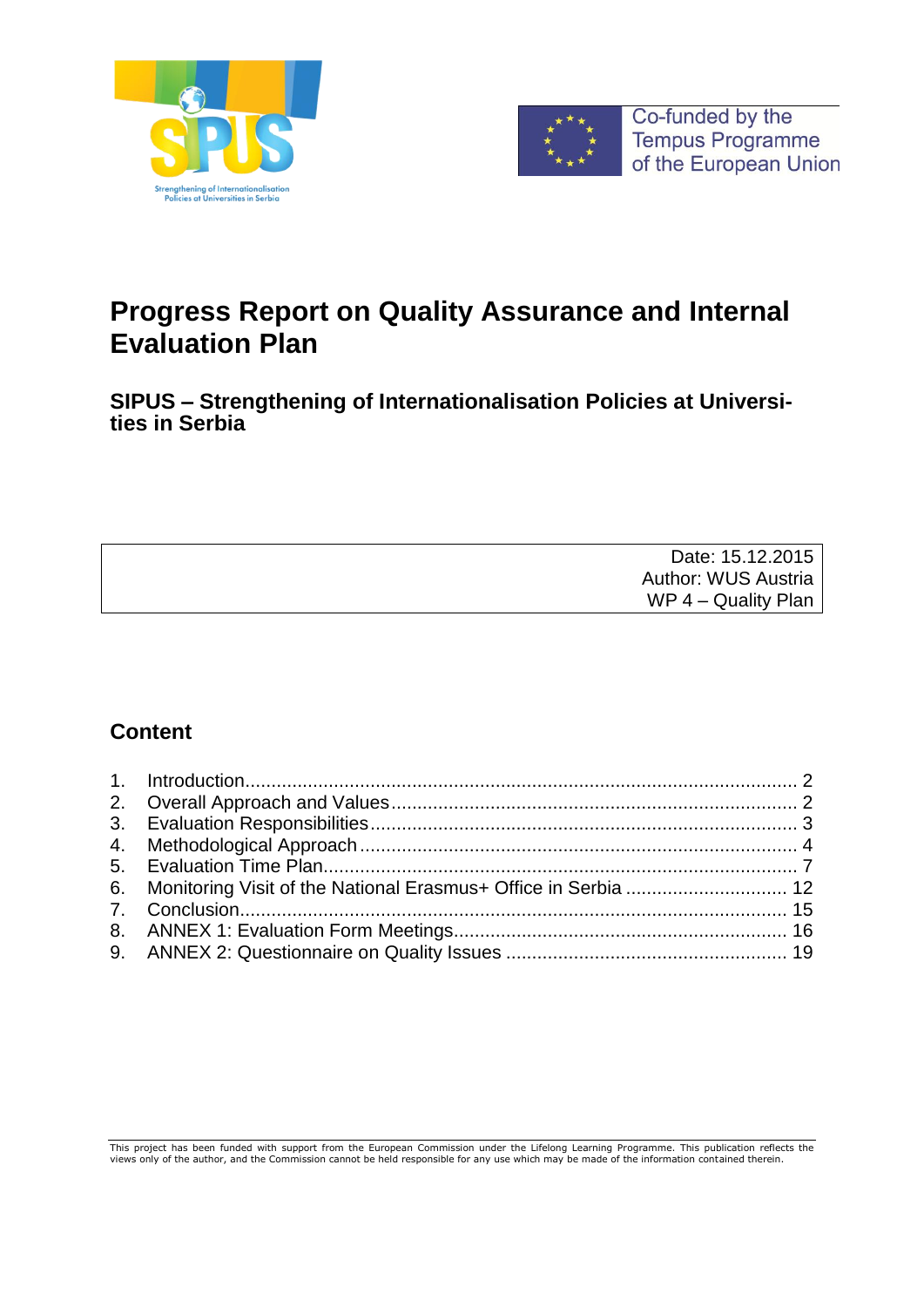Co-funded by the Tempus Programme of the European Union

# Progress Report on Quality Assurance and Internal Evaluation Plan

## SIPUS – Strengthening of Internationalisation Policies at Universities in Serbia

Date: 15.12.2015
Author: WUS Austria
WP 4 – Quality Plan

## Content

1. Introduction ..... 2
2. Overall Approach and Values ..... 2
3. Evaluation Responsibilities ..... 3
4. Methodological Approach ..... 4
5. Evaluation Time Plan ..... 7
6. Monitoring Visit of the National Erasmus+ Office in Serbia ..... 12
7. Conclusion ..... 15
8. ANNEX 1: Evaluation Form Meetings ..... 16
9. ANNEX 2: Questionnaire on Quality Issues ..... 19

This project has been funded with support from the European Commission under the Lifelong Learning Programme. This publication reflects the views only of the author, and the Commission cannot be held responsible for any use which may be made of the information contained therein.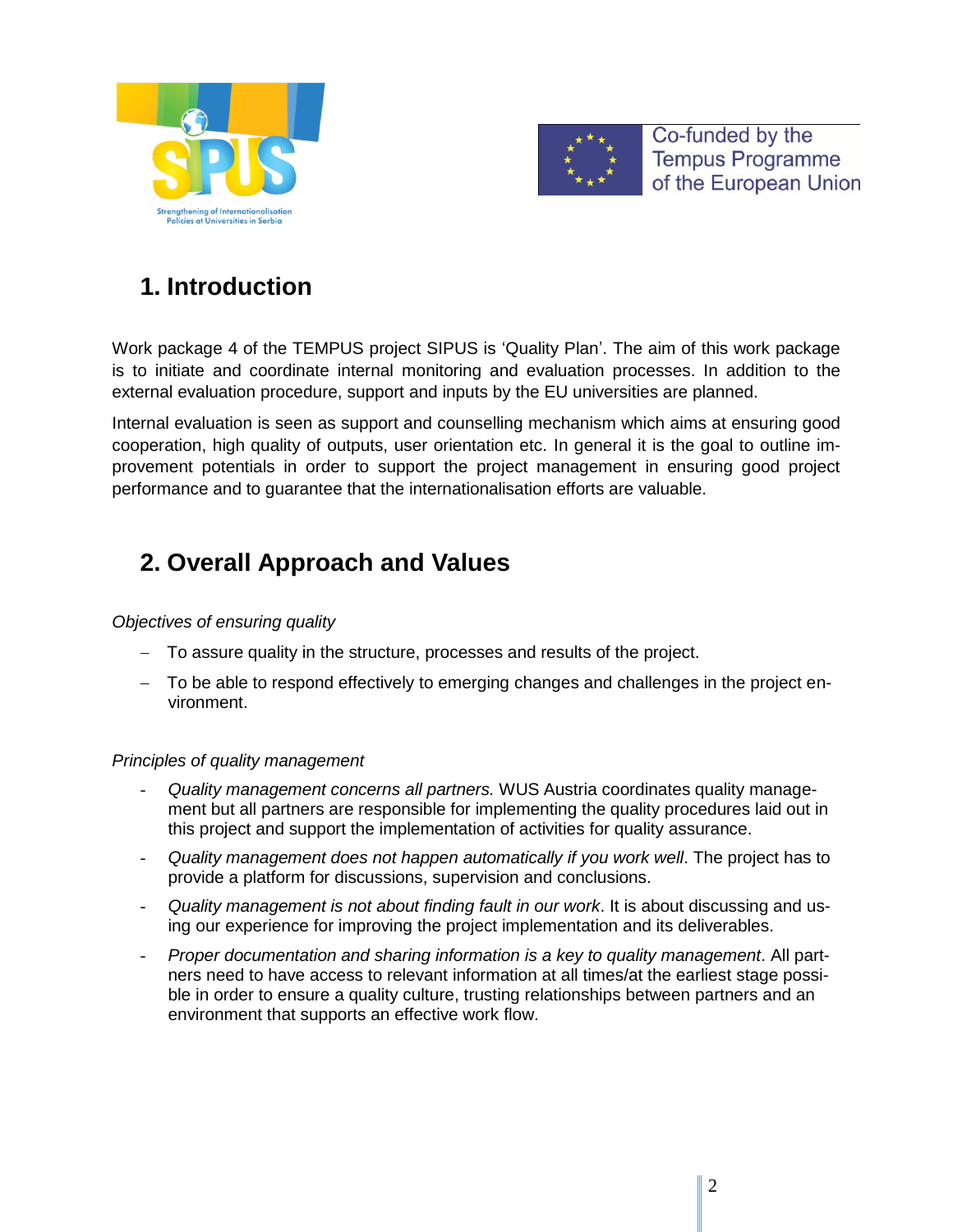# 1. Introduction

Work package 4 of the TEMPUS project SIPUS is 'Quality Plan'. The aim of this work package is to initiate and coordinate internal monitoring and evaluation processes. In addition to the external evaluation procedure, support and inputs by the EU universities are planned.

Internal evaluation is seen as support and counselling mechanism which aims at ensuring good cooperation, high quality of outputs, user orientation etc. In general it is the goal to outline improvement potentials in order to support the project management in ensuring good project performance and to guarantee that the internationalisation efforts are valuable.

# 2. Overall Approach and Values

*Objectives of ensuring quality*

- To assure quality in the structure, processes and results of the project.
- To be able to respond effectively to emerging changes and challenges in the project environment.

*Principles of quality management*

- *Quality management concerns all partners.* WUS Austria coordinates quality management but all partners are responsible for implementing the quality procedures laid out in this project and support the implementation of activities for quality assurance.
- *Quality management does not happen automatically if you work well*. The project has to provide a platform for discussions, supervision and conclusions.
- *Quality management is not about finding fault in our work*. It is about discussing and using our experience for improving the project implementation and its deliverables.
- *Proper documentation and sharing information is a key to quality management*. All partners need to have access to relevant information at all times/at the earliest stage possible in order to ensure a quality culture, trusting relationships between partners and an environment that supports an effective work flow.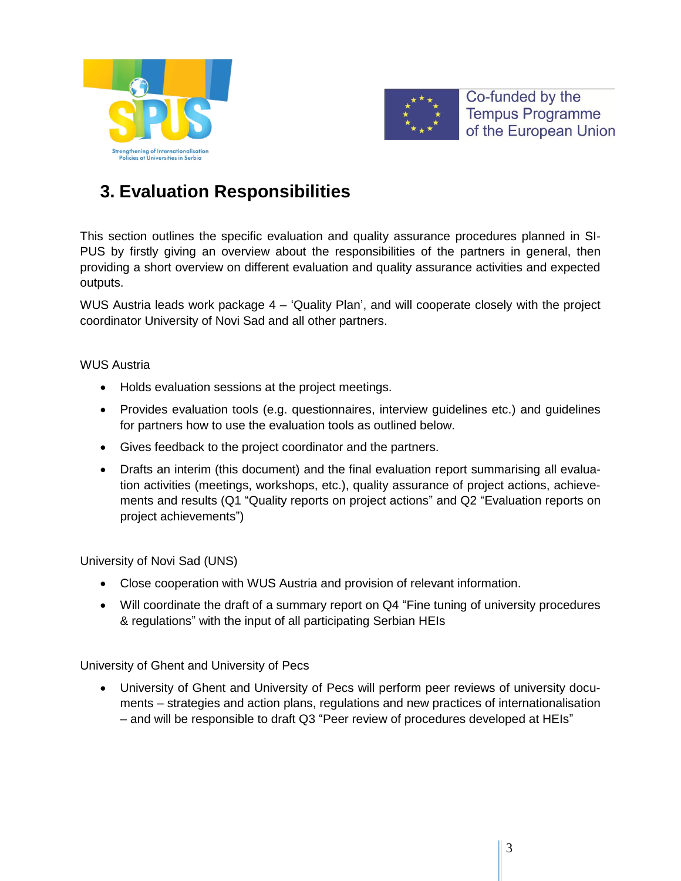# 3. Evaluation Responsibilities

This section outlines the specific evaluation and quality assurance procedures planned in SI-PUS by firstly giving an overview about the responsibilities of the partners in general, then providing a short overview on different evaluation and quality assurance activities and expected outputs.

WUS Austria leads work package 4 – 'Quality Plan', and will cooperate closely with the project coordinator University of Novi Sad and all other partners.

WUS Austria

- Holds evaluation sessions at the project meetings.
- Provides evaluation tools (e.g. questionnaires, interview guidelines etc.) and guidelines for partners how to use the evaluation tools as outlined below.
- Gives feedback to the project coordinator and the partners.
- Drafts an interim (this document) and the final evaluation report summarising all evaluation activities (meetings, workshops, etc.), quality assurance of project actions, achievements and results (Q1 "Quality reports on project actions" and Q2 "Evaluation reports on project achievements")

University of Novi Sad (UNS)

- Close cooperation with WUS Austria and provision of relevant information.
- Will coordinate the draft of a summary report on Q4 "Fine tuning of university procedures & regulations" with the input of all participating Serbian HEIs

University of Ghent and University of Pecs

- University of Ghent and University of Pecs will perform peer reviews of university documents – strategies and action plans, regulations and new practices of internationalisation – and will be responsible to draft Q3 "Peer review of procedures developed at HEIs"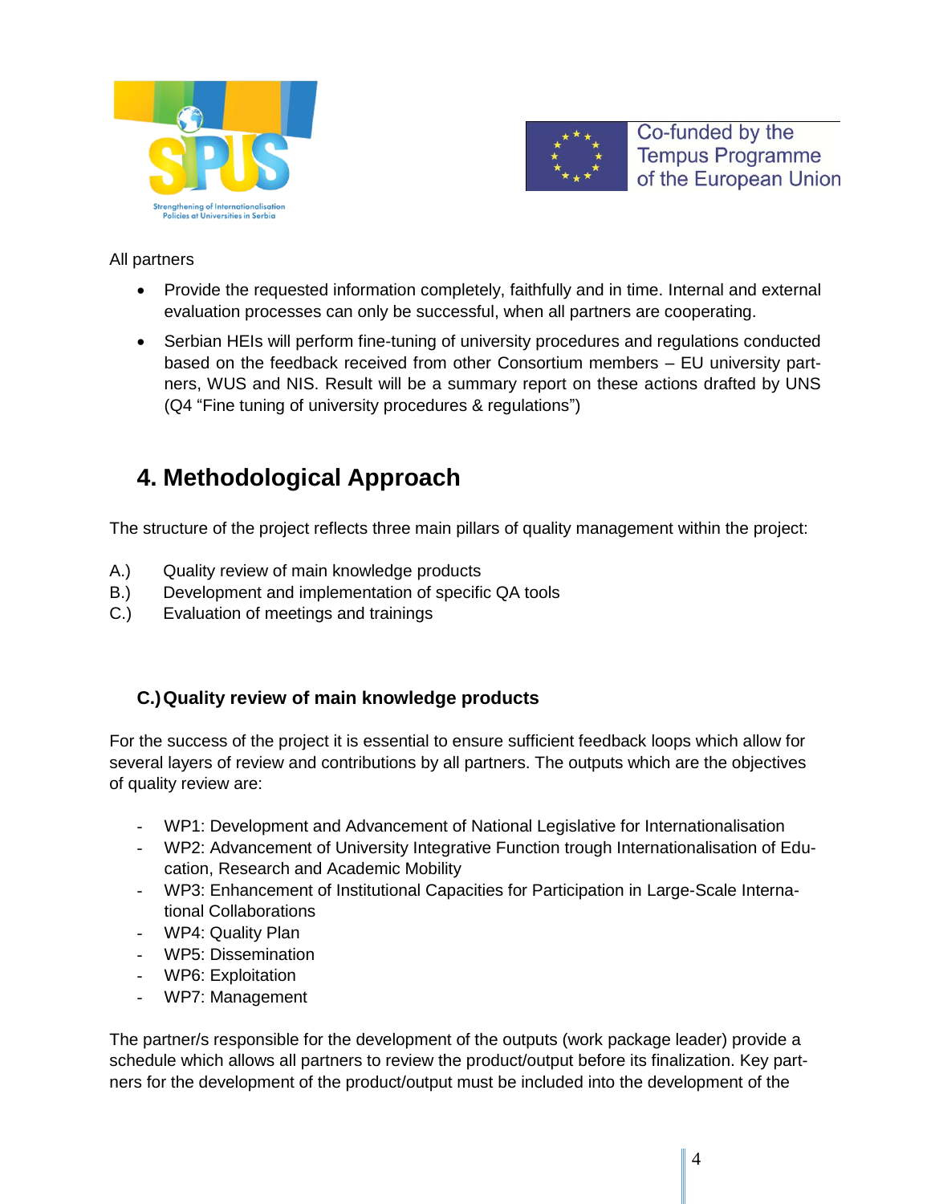All partners

- Provide the requested information completely, faithfully and in time. Internal and external evaluation processes can only be successful, when all partners are cooperating.
- Serbian HEIs will perform fine-tuning of university procedures and regulations conducted based on the feedback received from other Consortium members – EU university partners, WUS and NIS. Result will be a summary report on these actions drafted by UNS (Q4 "Fine tuning of university procedures & regulations")

# 4. Methodological Approach

The structure of the project reflects three main pillars of quality management within the project:

A.) Quality review of main knowledge products
B.) Development and implementation of specific QA tools
C.) Evaluation of meetings and trainings

## C.) Quality review of main knowledge products

For the success of the project it is essential to ensure sufficient feedback loops which allow for several layers of review and contributions by all partners. The outputs which are the objectives of quality review are:

- WP1: Development and Advancement of National Legislative for Internationalisation
- WP2: Advancement of University Integrative Function trough Internationalisation of Education, Research and Academic Mobility
- WP3: Enhancement of Institutional Capacities for Participation in Large-Scale International Collaborations
- WP4: Quality Plan
- WP5: Dissemination
- WP6: Exploitation
- WP7: Management

The partner/s responsible for the development of the outputs (work package leader) provide a schedule which allows all partners to review the product/output before its finalization. Key partners for the development of the product/output must be included into the development of the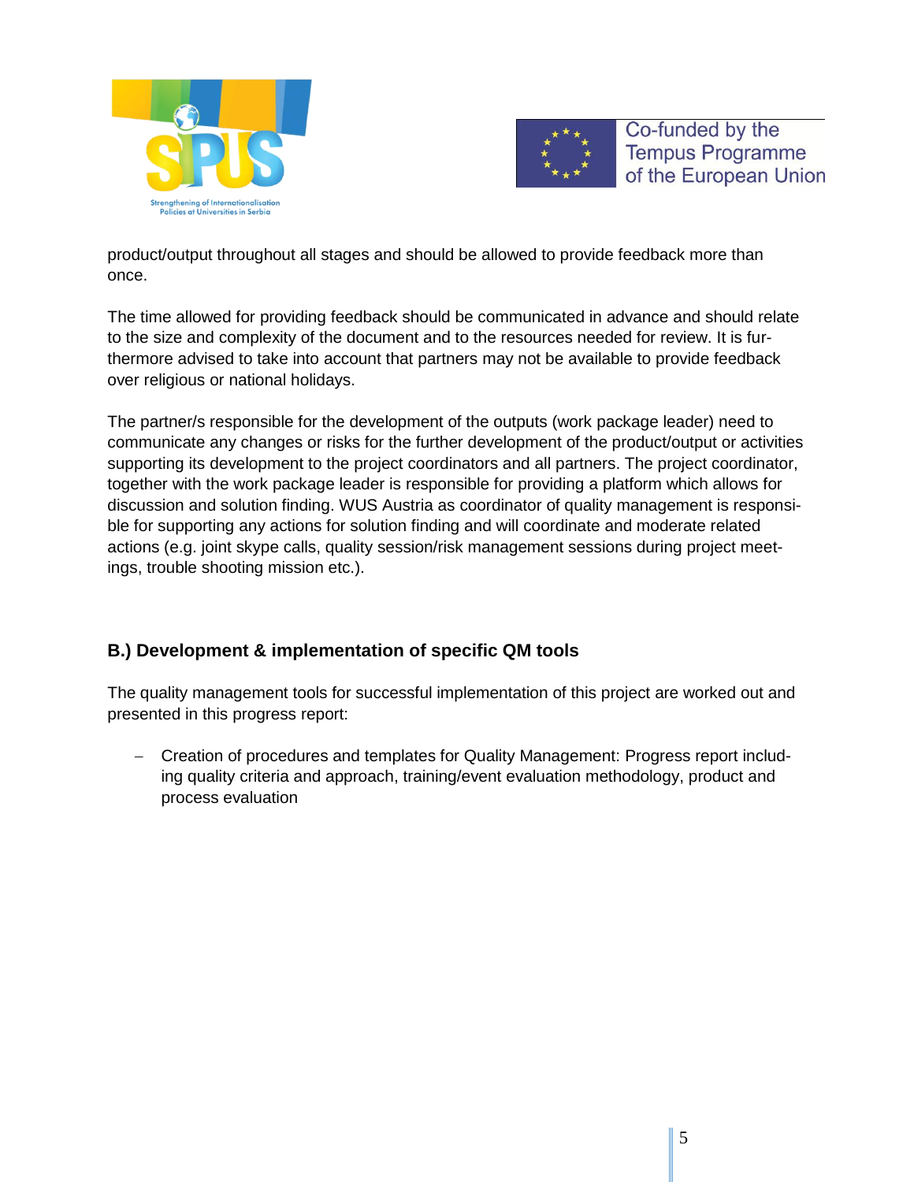product/output throughout all stages and should be allowed to provide feedback more than once.

The time allowed for providing feedback should be communicated in advance and should relate to the size and complexity of the document and to the resources needed for review. It is furthermore advised to take into account that partners may not be available to provide feedback over religious or national holidays.

The partner/s responsible for the development of the outputs (work package leader) need to communicate any changes or risks for the further development of the product/output or activities supporting its development to the project coordinators and all partners. The project coordinator, together with the work package leader is responsible for providing a platform which allows for discussion and solution finding. WUS Austria as coordinator of quality management is responsible for supporting any actions for solution finding and will coordinate and moderate related actions (e.g. joint skype calls, quality session/risk management sessions during project meetings, trouble shooting mission etc.).

## B.) Development & implementation of specific QM tools

The quality management tools for successful implementation of this project are worked out and presented in this progress report:

- Creation of procedures and templates for Quality Management: Progress report including quality criteria and approach, training/event evaluation methodology, product and process evaluation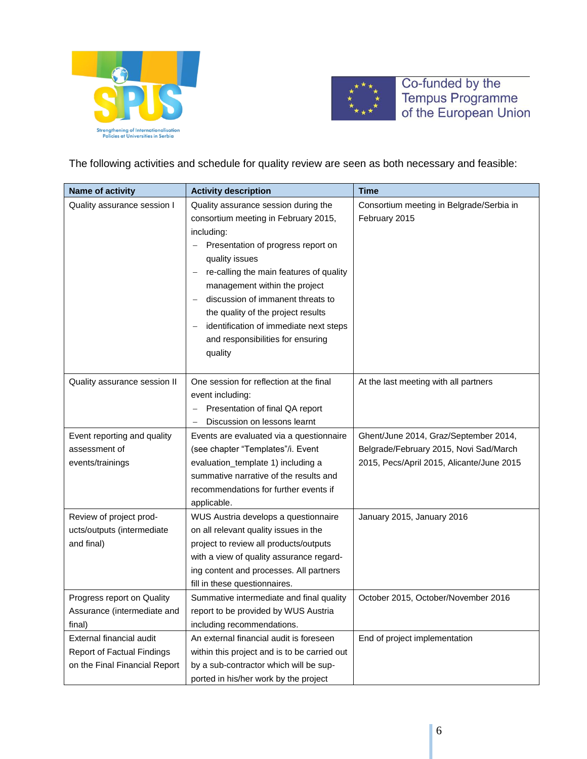The following activities and schedule for quality review are seen as both necessary and feasible:

| Name of activity | Activity description | Time |
|---|---|---|
| Quality assurance session I | Quality assurance session during the consortium meeting in February 2015, including:<br>– Presentation of progress report on quality issues<br>– re-calling the main features of quality management within the project<br>– discussion of immanent threats to the quality of the project results<br>– identification of immediate next steps and responsibilities for ensuring quality | Consortium meeting in Belgrade/Serbia in February 2015 |
| Quality assurance session II | One session for reflection at the final event including:<br>– Presentation of final QA report<br>– Discussion on lessons learnt | At the last meeting with all partners |
| Event reporting and quality assessment of events/trainings | Events are evaluated via a questionnaire (see chapter "Templates"/i. Event evaluation_template 1) including a summative narrative of the results and recommendations for further events if applicable. | Ghent/June 2014, Graz/September 2014, Belgrade/February 2015, Novi Sad/March 2015, Pecs/April 2015, Alicante/June 2015 |
| Review of project products/outputs (intermediate and final) | WUS Austria develops a questionnaire on all relevant quality issues in the project to review all products/outputs with a view of quality assurance regarding content and processes. All partners fill in these questionnaires. | January 2015, January 2016 |
| Progress report on Quality Assurance (intermediate and final) | Summative intermediate and final quality report to be provided by WUS Austria including recommendations. | October 2015, October/November 2016 |
| External financial audit Report of Factual Findings on the Final Financial Report | An external financial audit is foreseen within this project and is to be carried out by a sub-contractor which will be supported in his/her work by the project | End of project implementation |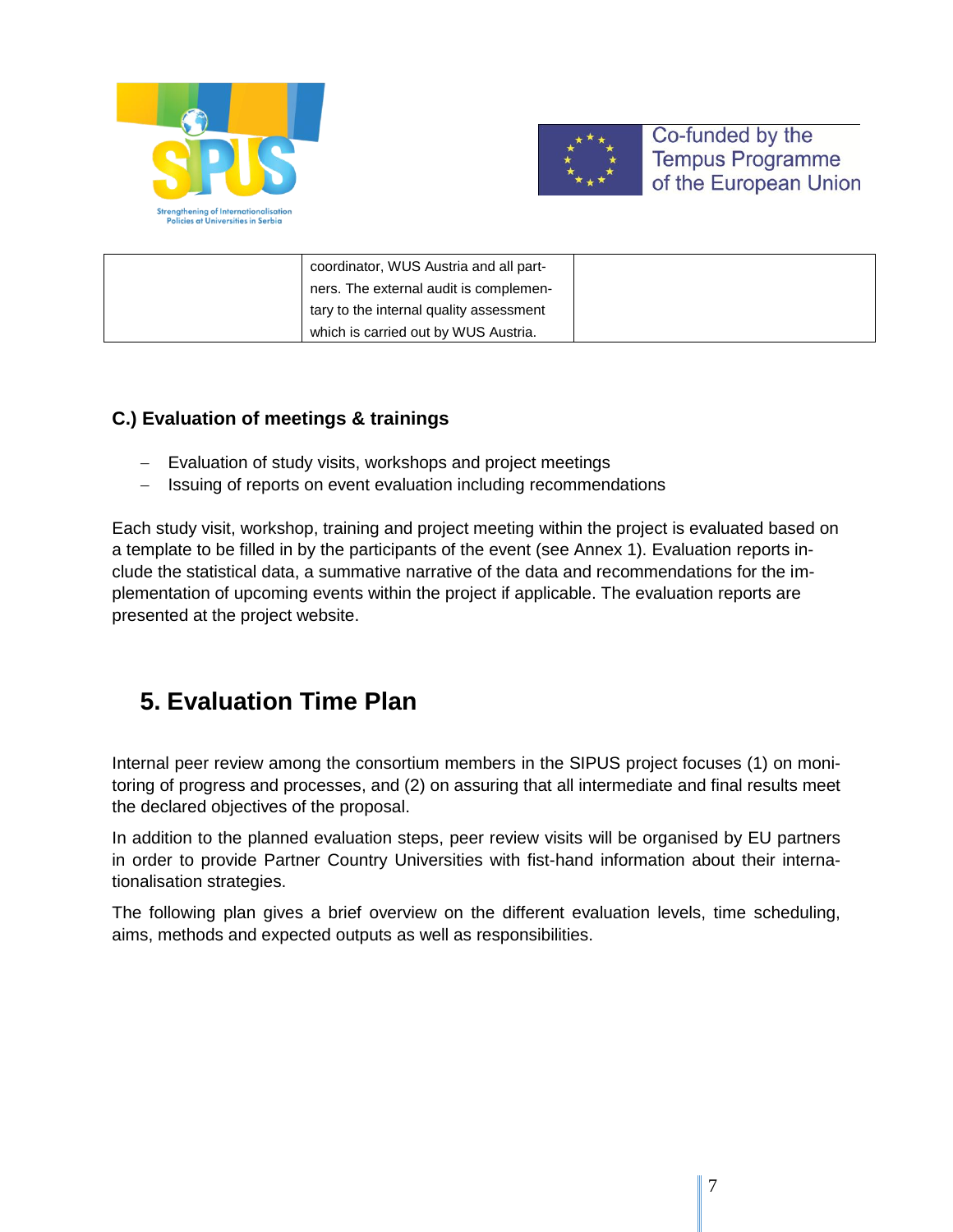| | coordinator, WUS Austria and all partners. The external audit is complementary to the internal quality assessment which is carried out by WUS Austria. | |
|---|---|---|

### C.) Evaluation of meetings & trainings

- Evaluation of study visits, workshops and project meetings
- Issuing of reports on event evaluation including recommendations

Each study visit, workshop, training and project meeting within the project is evaluated based on a template to be filled in by the participants of the event (see Annex 1). Evaluation reports include the statistical data, a summative narrative of the data and recommendations for the implementation of upcoming events within the project if applicable. The evaluation reports are presented at the project website.

# 5. Evaluation Time Plan

Internal peer review among the consortium members in the SIPUS project focuses (1) on monitoring of progress and processes, and (2) on assuring that all intermediate and final results meet the declared objectives of the proposal.

In addition to the planned evaluation steps, peer review visits will be organised by EU partners in order to provide Partner Country Universities with fist-hand information about their internationalisation strategies.

The following plan gives a brief overview on the different evaluation levels, time scheduling, aims, methods and expected outputs as well as responsibilities.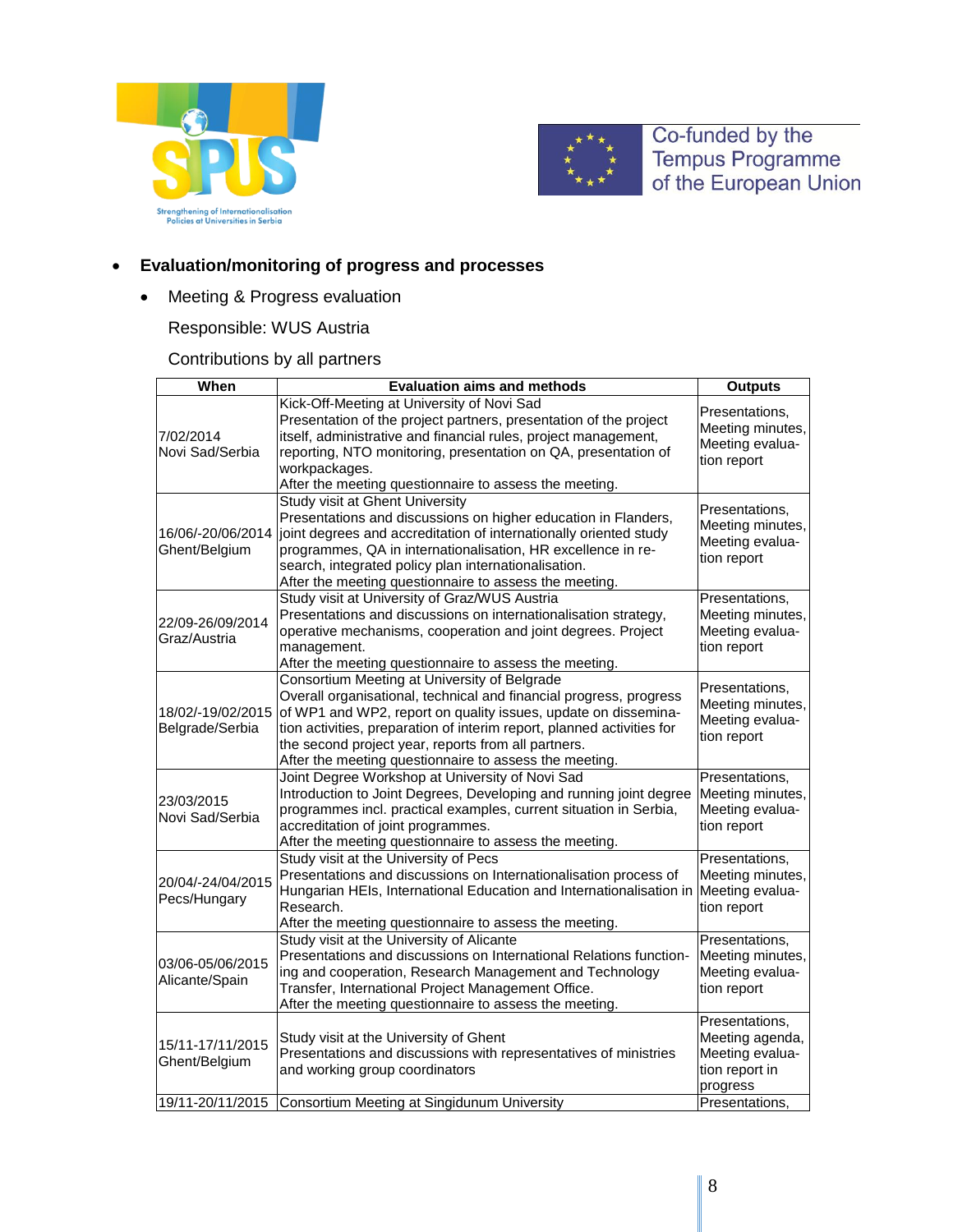- **Evaluation/monitoring of progress and processes**
  - Meeting & Progress evaluation

    Responsible: WUS Austria

    Contributions by all partners

| When | Evaluation aims and methods | Outputs |
|---|---|---|
| 7/02/2014 Novi Sad/Serbia | Kick-Off-Meeting at University of Novi Sad<br>Presentation of the project partners, presentation of the project itself, administrative and financial rules, project management, reporting, NTO monitoring, presentation on QA, presentation of workpackages.<br>After the meeting questionnaire to assess the meeting. | Presentations, Meeting minutes, Meeting evaluation report |
| 16/06/-20/06/2014 Ghent/Belgium | Study visit at Ghent University<br>Presentations and discussions on higher education in Flanders, joint degrees and accreditation of internationally oriented study programmes, QA in internationalisation, HR excellence in research, integrated policy plan internationalisation.<br>After the meeting questionnaire to assess the meeting. | Presentations, Meeting minutes, Meeting evaluation report |
| 22/09-26/09/2014 Graz/Austria | Study visit at University of Graz/WUS Austria<br>Presentations and discussions on internationalisation strategy, operative mechanisms, cooperation and joint degrees. Project management.<br>After the meeting questionnaire to assess the meeting. | Presentations, Meeting minutes, Meeting evaluation report |
| 18/02/-19/02/2015 Belgrade/Serbia | Consortium Meeting at University of Belgrade<br>Overall organisational, technical and financial progress, progress of WP1 and WP2, report on quality issues, update on dissemination activities, preparation of interim report, planned activities for the second project year, reports from all partners.<br>After the meeting questionnaire to assess the meeting. | Presentations, Meeting minutes, Meeting evaluation report |
| 23/03/2015 Novi Sad/Serbia | Joint Degree Workshop at University of Novi Sad<br>Introduction to Joint Degrees, Developing and running joint degree programmes incl. practical examples, current situation in Serbia, accreditation of joint programmes.<br>After the meeting questionnaire to assess the meeting. | Presentations, Meeting minutes, Meeting evaluation report |
| 20/04/-24/04/2015 Pecs/Hungary | Study visit at the University of Pecs<br>Presentations and discussions on Internationalisation process of Hungarian HEIs, International Education and Internationalisation in Research.<br>After the meeting questionnaire to assess the meeting. | Presentations, Meeting minutes, Meeting evaluation report |
| 03/06-05/06/2015 Alicante/Spain | Study visit at the University of Alicante<br>Presentations and discussions on International Relations functioning and cooperation, Research Management and Technology Transfer, International Project Management Office.<br>After the meeting questionnaire to assess the meeting. | Presentations, Meeting minutes, Meeting evaluation report |
| 15/11-17/11/2015 Ghent/Belgium | Study visit at the University of Ghent<br>Presentations and discussions with representatives of ministries and working group coordinators | Presentations, Meeting agenda, Meeting evaluation report in progress |
| 19/11-20/11/2015 | Consortium Meeting at Singidunum University | Presentations, |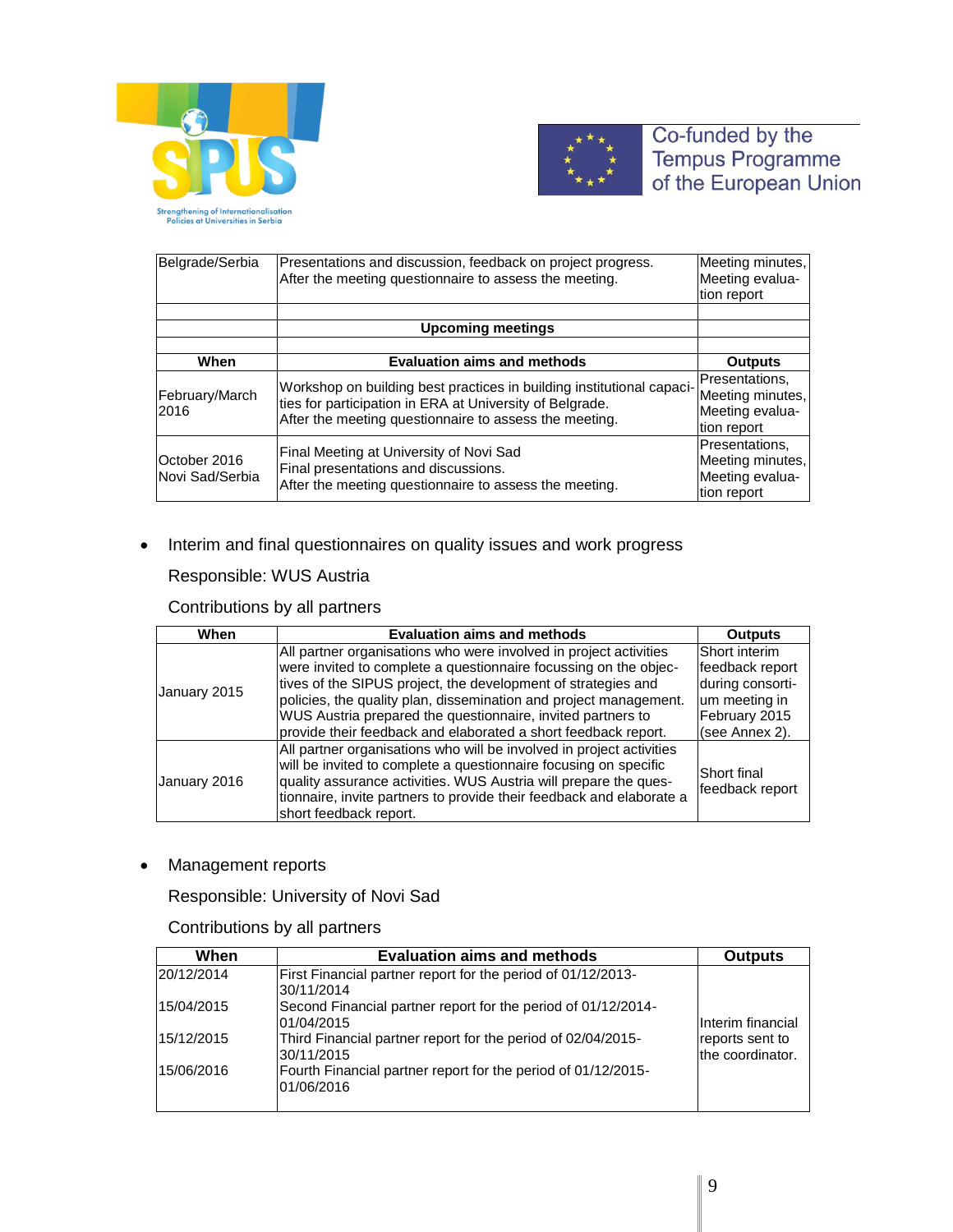| Belgrade/Serbia | Presentations and discussion, feedback on project progress.<br>After the meeting questionnaire to assess the meeting. | Meeting minutes, Meeting evaluation report |
|---|---|---|
| | | |
| | **Upcoming meetings** | |
| | | |
| **When** | **Evaluation aims and methods** | **Outputs** |
| February/March 2016 | Workshop on building best practices in building institutional capacities for participation in ERA at University of Belgrade.<br>After the meeting questionnaire to assess the meeting. | Presentations, Meeting minutes, Meeting evaluation report |
| October 2016 Novi Sad/Serbia | Final Meeting at University of Novi Sad<br>Final presentations and discussions.<br>After the meeting questionnaire to assess the meeting. | Presentations, Meeting minutes, Meeting evaluation report |

- Interim and final questionnaires on quality issues and work progress

  Responsible: WUS Austria

  Contributions by all partners

| When | Evaluation aims and methods | Outputs |
|---|---|---|
| January 2015 | All partner organisations who were involved in project activities were invited to complete a questionnaire focussing on the objectives of the SIPUS project, the development of strategies and policies, the quality plan, dissemination and project management. WUS Austria prepared the questionnaire, invited partners to provide their feedback and elaborated a short feedback report. | Short interim feedback report during consortium meeting in February 2015 (see Annex 2). |
| January 2016 | All partner organisations who will be involved in project activities will be invited to complete a questionnaire focusing on specific quality assurance activities. WUS Austria will prepare the questionnaire, invite partners to provide their feedback and elaborate a short feedback report. | Short final feedback report |

- Management reports

  Responsible: University of Novi Sad

  Contributions by all partners

| When | Evaluation aims and methods | Outputs |
|---|---|---|
| 20/12/2014 | First Financial partner report for the period of 01/12/2013-30/11/2014 | Interim financial reports sent to the coordinator. |
| 15/04/2015 | Second Financial partner report for the period of 01/12/2014-01/04/2015 | |
| 15/12/2015 | Third Financial partner report for the period of 02/04/2015-30/11/2015 | |
| 15/06/2016 | Fourth Financial partner report for the period of 01/12/2015-01/06/2016 | |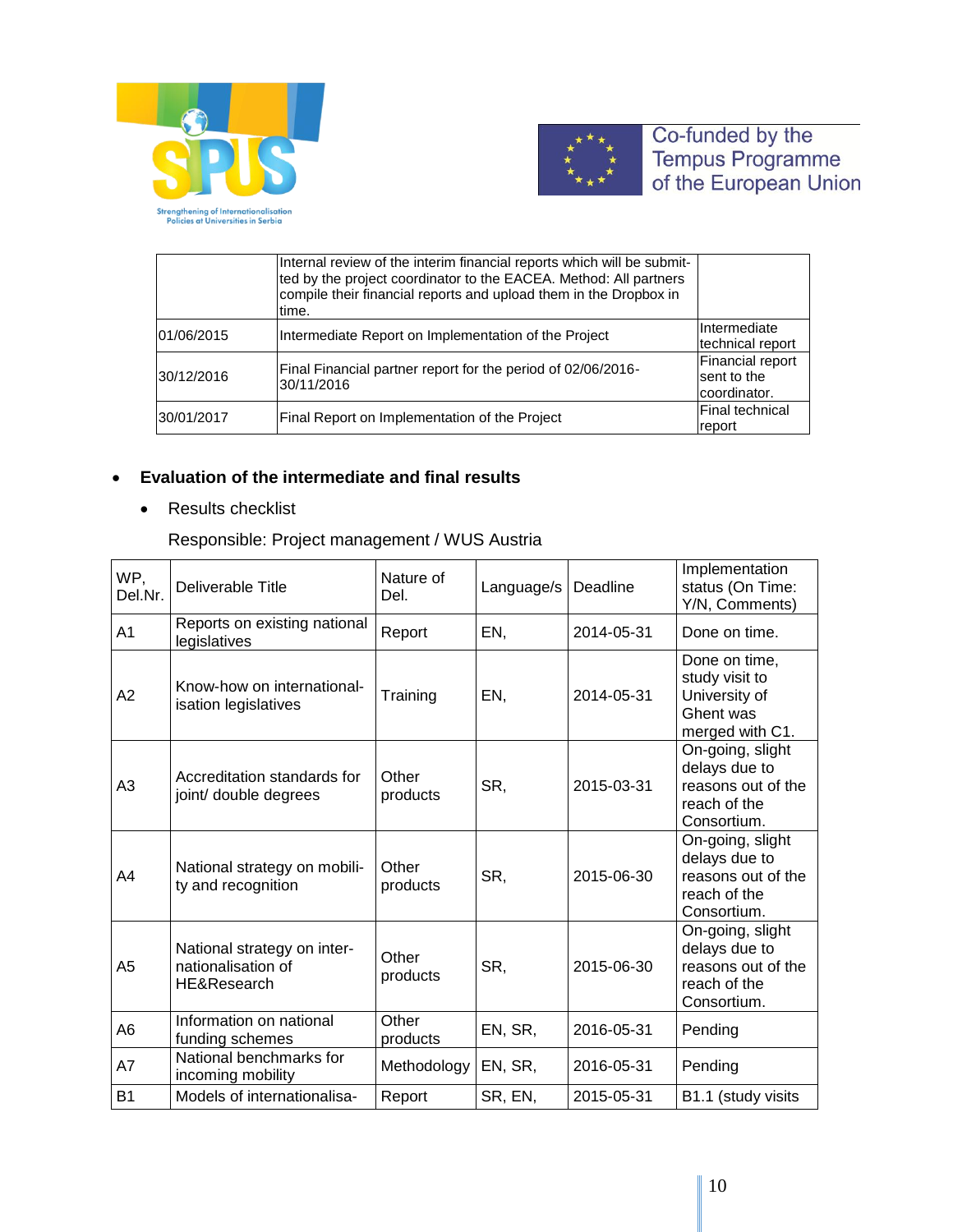|  |  |  |
|---|---|---|
|  | Internal review of the interim financial reports which will be submitted by the project coordinator to the EACEA. Method: All partners compile their financial reports and upload them in the Dropbox in time. |  |
| 01/06/2015 | Intermediate Report on Implementation of the Project | Intermediate technical report |
| 30/12/2016 | Final Financial partner report for the period of 02/06/2016-30/11/2016 | Financial report sent to the coordinator. |
| 30/01/2017 | Final Report on Implementation of the Project | Final technical report |

- **Evaluation of the intermediate and final results**
  - Results checklist

  Responsible: Project management / WUS Austria

| WP, Del.Nr. | Deliverable Title | Nature of Del. | Language/s | Deadline | Implementation status (On Time: Y/N, Comments) |
|---|---|---|---|---|---|
| A1 | Reports on existing national legislatives | Report | EN, | 2014-05-31 | Done on time. |
| A2 | Know-how on internationalisation legislatives | Training | EN, | 2014-05-31 | Done on time, study visit to University of Ghent was merged with C1. |
| A3 | Accreditation standards for joint/ double degrees | Other products | SR, | 2015-03-31 | On-going, slight delays due to reasons out of the reach of the Consortium. |
| A4 | National strategy on mobility and recognition | Other products | SR, | 2015-06-30 | On-going, slight delays due to reasons out of the reach of the Consortium. |
| A5 | National strategy on internationalisation of HE&Research | Other products | SR, | 2015-06-30 | On-going, slight delays due to reasons out of the reach of the Consortium. |
| A6 | Information on national funding schemes | Other products | EN, SR, | 2016-05-31 | Pending |
| A7 | National benchmarks for incoming mobility | Methodology | EN, SR, | 2016-05-31 | Pending |
| B1 | Models of internationalisa- | Report | SR, EN, | 2015-05-31 | B1.1 (study visits |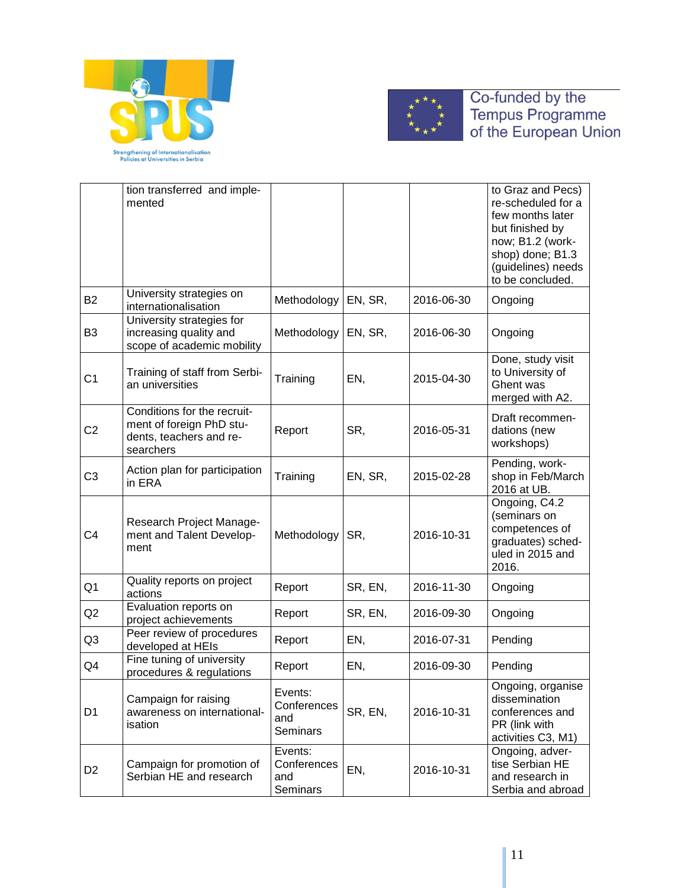| | | | | | |
|---|---|---|---|---|---|
| | tion transferred and implemented | | | | to Graz and Pecs) re-scheduled for a few months later but finished by now; B1.2 (workshop) done; B1.3 (guidelines) needs to be concluded. |
| B2 | University strategies on internationalisation | Methodology | EN, SR, | 2016-06-30 | Ongoing |
| B3 | University strategies for increasing quality and scope of academic mobility | Methodology | EN, SR, | 2016-06-30 | Ongoing |
| C1 | Training of staff from Serbian universities | Training | EN, | 2015-04-30 | Done, study visit to University of Ghent was merged with A2. |
| C2 | Conditions for the recruitment of foreign PhD students, teachers and researchers | Report | SR, | 2016-05-31 | Draft recommendations (new workshops) |
| C3 | Action plan for participation in ERA | Training | EN, SR, | 2015-02-28 | Pending, workshop in Feb/March 2016 at UB. |
| C4 | Research Project Management and Talent Development | Methodology | SR, | 2016-10-31 | Ongoing, C4.2 (seminars on competences of graduates) scheduled in 2015 and 2016. |
| Q1 | Quality reports on project actions | Report | SR, EN, | 2016-11-30 | Ongoing |
| Q2 | Evaluation reports on project achievements | Report | SR, EN, | 2016-09-30 | Ongoing |
| Q3 | Peer review of procedures developed at HEIs | Report | EN, | 2016-07-31 | Pending |
| Q4 | Fine tuning of university procedures & regulations | Report | EN, | 2016-09-30 | Pending |
| D1 | Campaign for raising awareness on internationalisation | Events: Conferences and Seminars | SR, EN, | 2016-10-31 | Ongoing, organise dissemination conferences and PR (link with activities C3, M1) |
| D2 | Campaign for promotion of Serbian HE and research | Events: Conferences and Seminars | EN, | 2016-10-31 | Ongoing, advertise Serbian HE and research in Serbia and abroad |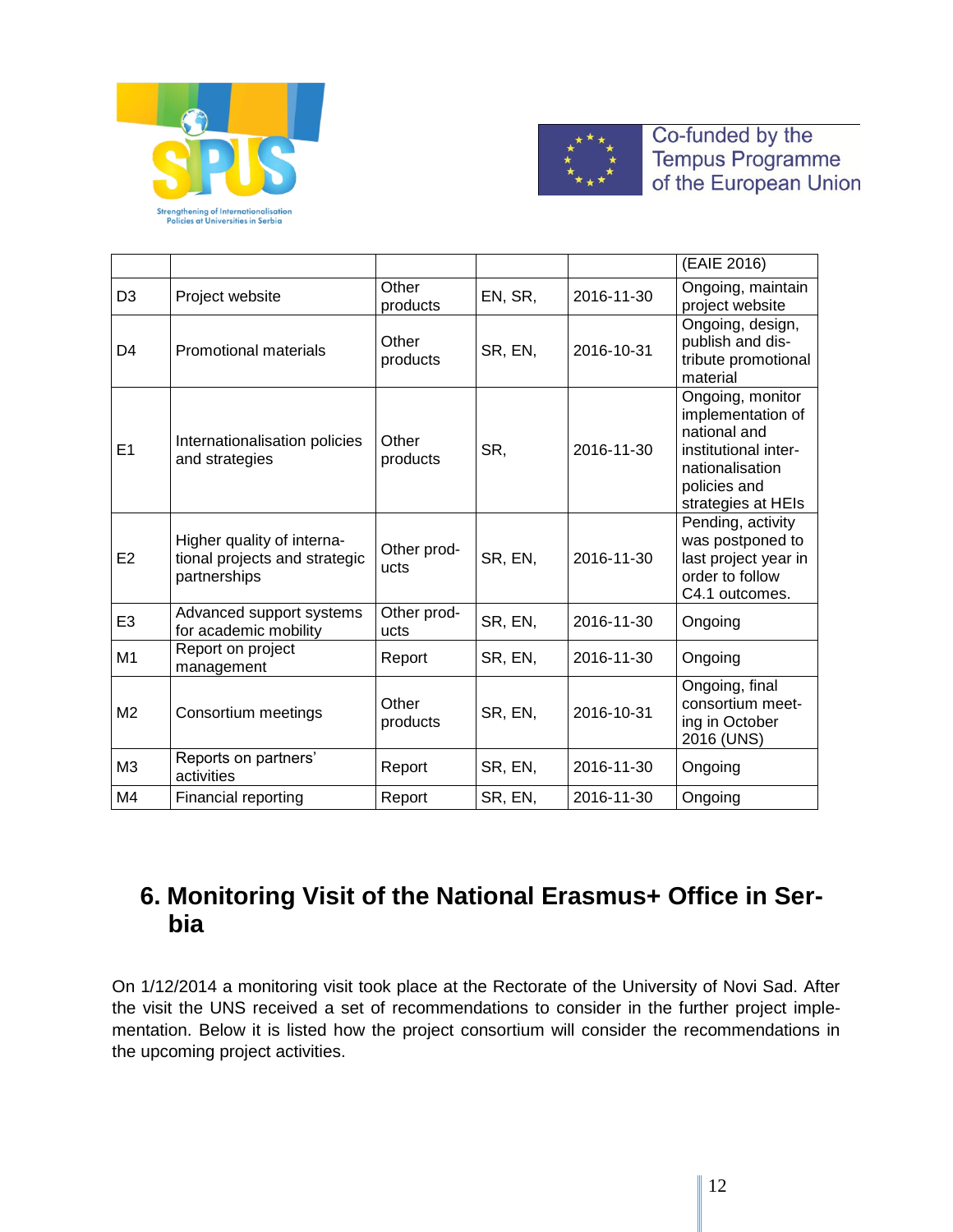|  |  |  |  |  | (EAIE 2016) |
|---|---|---|---|---|---|
| D3 | Project website | Other products | EN, SR, | 2016-11-30 | Ongoing, maintain project website |
| D4 | Promotional materials | Other products | SR, EN, | 2016-10-31 | Ongoing, design, publish and distribute promotional material |
| E1 | Internationalisation policies and strategies | Other products | SR, | 2016-11-30 | Ongoing, monitor implementation of national and institutional internationalisation policies and strategies at HEIs |
| E2 | Higher quality of international projects and strategic partnerships | Other products | SR, EN, | 2016-11-30 | Pending, activity was postponed to last project year in order to follow C4.1 outcomes. |
| E3 | Advanced support systems for academic mobility | Other products | SR, EN, | 2016-11-30 | Ongoing |
| M1 | Report on project management | Report | SR, EN, | 2016-11-30 | Ongoing |
| M2 | Consortium meetings | Other products | SR, EN, | 2016-10-31 | Ongoing, final consortium meeting in October 2016 (UNS) |
| M3 | Reports on partners' activities | Report | SR, EN, | 2016-11-30 | Ongoing |
| M4 | Financial reporting | Report | SR, EN, | 2016-11-30 | Ongoing |

# 6. Monitoring Visit of the National Erasmus+ Office in Serbia

On 1/12/2014 a monitoring visit took place at the Rectorate of the University of Novi Sad. After the visit the UNS received a set of recommendations to consider in the further project implementation. Below it is listed how the project consortium will consider the recommendations in the upcoming project activities.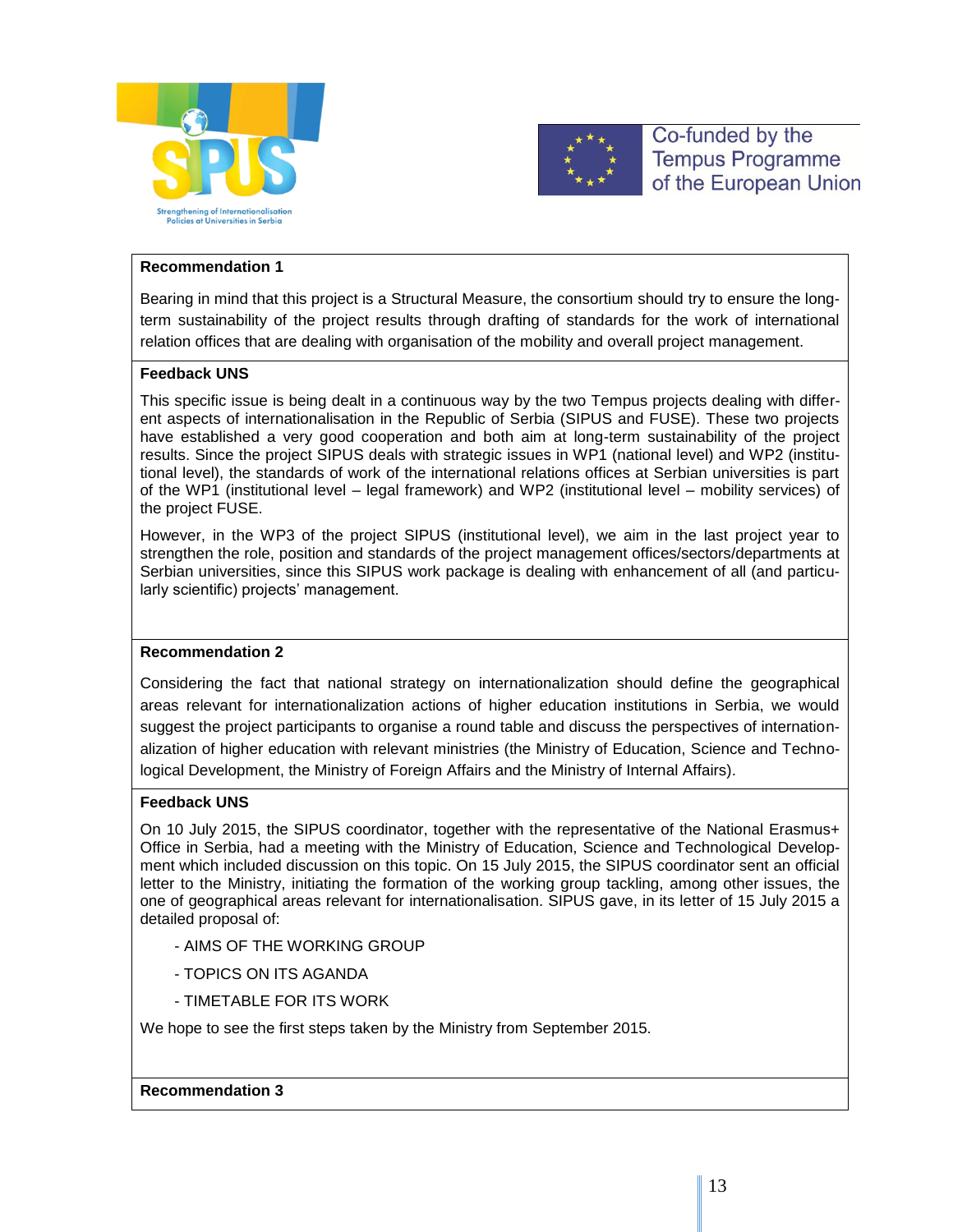**Recommendation 1**

Bearing in mind that this project is a Structural Measure, the consortium should try to ensure the long-term sustainability of the project results through drafting of standards for the work of international relation offices that are dealing with organisation of the mobility and overall project management.

**Feedback UNS**

This specific issue is being dealt in a continuous way by the two Tempus projects dealing with different aspects of internationalisation in the Republic of Serbia (SIPUS and FUSE). These two projects have established a very good cooperation and both aim at long-term sustainability of the project results. Since the project SIPUS deals with strategic issues in WP1 (national level) and WP2 (institutional level), the standards of work of the international relations offices at Serbian universities is part of the WP1 (institutional level – legal framework) and WP2 (institutional level – mobility services) of the project FUSE.

However, in the WP3 of the project SIPUS (institutional level), we aim in the last project year to strengthen the role, position and standards of the project management offices/sectors/departments at Serbian universities, since this SIPUS work package is dealing with enhancement of all (and particularly scientific) projects' management.

**Recommendation 2**

Considering the fact that national strategy on internationalization should define the geographical areas relevant for internationalization actions of higher education institutions in Serbia, we would suggest the project participants to organise a round table and discuss the perspectives of internationalization of higher education with relevant ministries (the Ministry of Education, Science and Technological Development, the Ministry of Foreign Affairs and the Ministry of Internal Affairs).

**Feedback UNS**

On 10 July 2015, the SIPUS coordinator, together with the representative of the National Erasmus+ Office in Serbia, had a meeting with the Ministry of Education, Science and Technological Development which included discussion on this topic. On 15 July 2015, the SIPUS coordinator sent an official letter to the Ministry, initiating the formation of the working group tackling, among other issues, the one of geographical areas relevant for internationalisation. SIPUS gave, in its letter of 15 July 2015 a detailed proposal of:

- AIMS OF THE WORKING GROUP
- TOPICS ON ITS AGANDA
- TIMETABLE FOR ITS WORK

We hope to see the first steps taken by the Ministry from September 2015.

**Recommendation 3**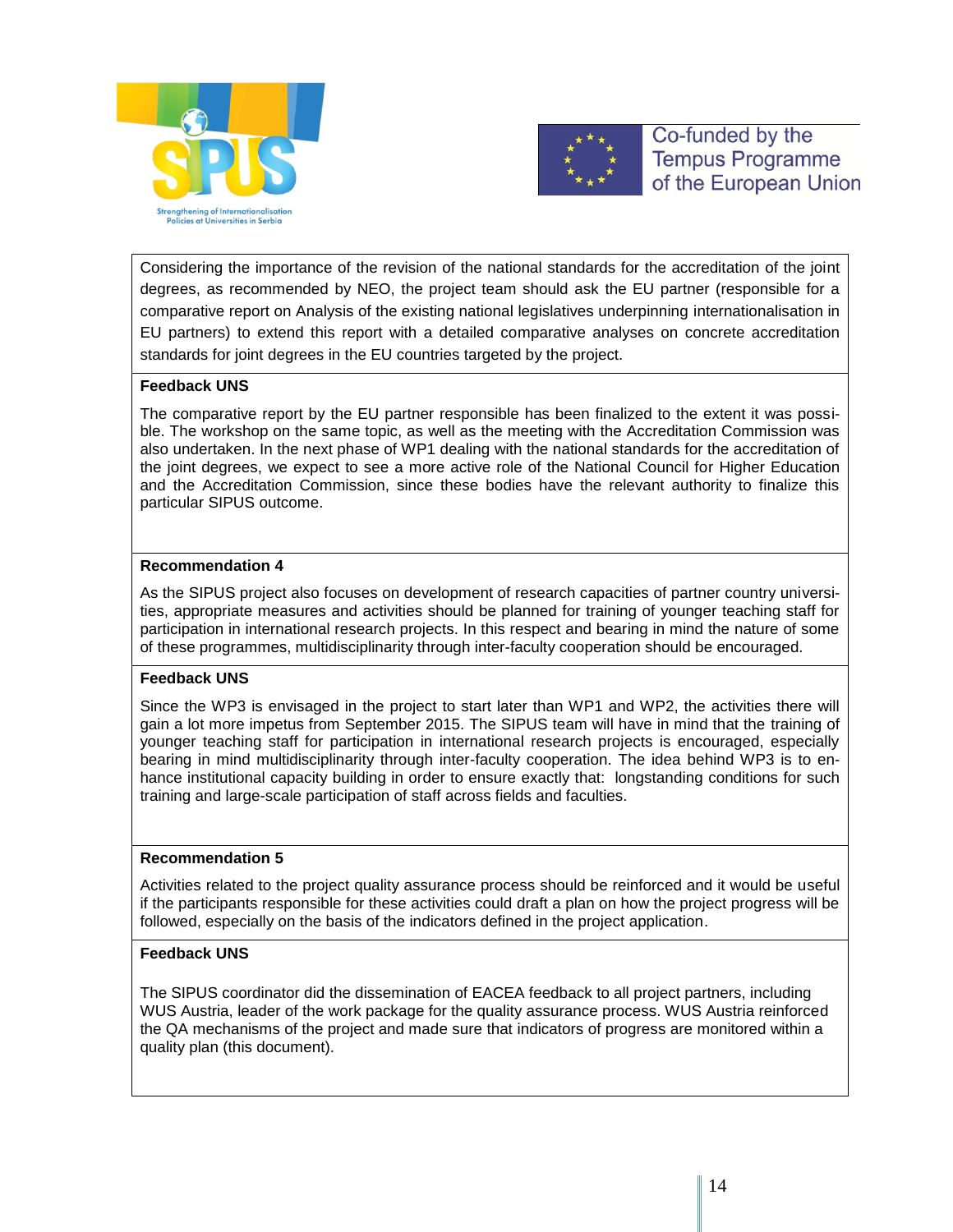Considering the importance of the revision of the national standards for the accreditation of the joint degrees, as recommended by NEO, the project team should ask the EU partner (responsible for a comparative report on Analysis of the existing national legislatives underpinning internationalisation in EU partners) to extend this report with a detailed comparative analyses on concrete accreditation standards for joint degrees in the EU countries targeted by the project.

**Feedback UNS**

The comparative report by the EU partner responsible has been finalized to the extent it was possible. The workshop on the same topic, as well as the meeting with the Accreditation Commission was also undertaken. In the next phase of WP1 dealing with the national standards for the accreditation of the joint degrees, we expect to see a more active role of the National Council for Higher Education and the Accreditation Commission, since these bodies have the relevant authority to finalize this particular SIPUS outcome.

**Recommendation 4**

As the SIPUS project also focuses on development of research capacities of partner country universities, appropriate measures and activities should be planned for training of younger teaching staff for participation in international research projects. In this respect and bearing in mind the nature of some of these programmes, multidisciplinarity through inter-faculty cooperation should be encouraged.

**Feedback UNS**

Since the WP3 is envisaged in the project to start later than WP1 and WP2, the activities there will gain a lot more impetus from September 2015. The SIPUS team will have in mind that the training of younger teaching staff for participation in international research projects is encouraged, especially bearing in mind multidisciplinarity through inter-faculty cooperation. The idea behind WP3 is to enhance institutional capacity building in order to ensure exactly that: longstanding conditions for such training and large-scale participation of staff across fields and faculties.

**Recommendation 5**

Activities related to the project quality assurance process should be reinforced and it would be useful if the participants responsible for these activities could draft a plan on how the project progress will be followed, especially on the basis of the indicators defined in the project application.

**Feedback UNS**

The SIPUS coordinator did the dissemination of EACEA feedback to all project partners, including WUS Austria, leader of the work package for the quality assurance process. WUS Austria reinforced the QA mechanisms of the project and made sure that indicators of progress are monitored within a quality plan (this document).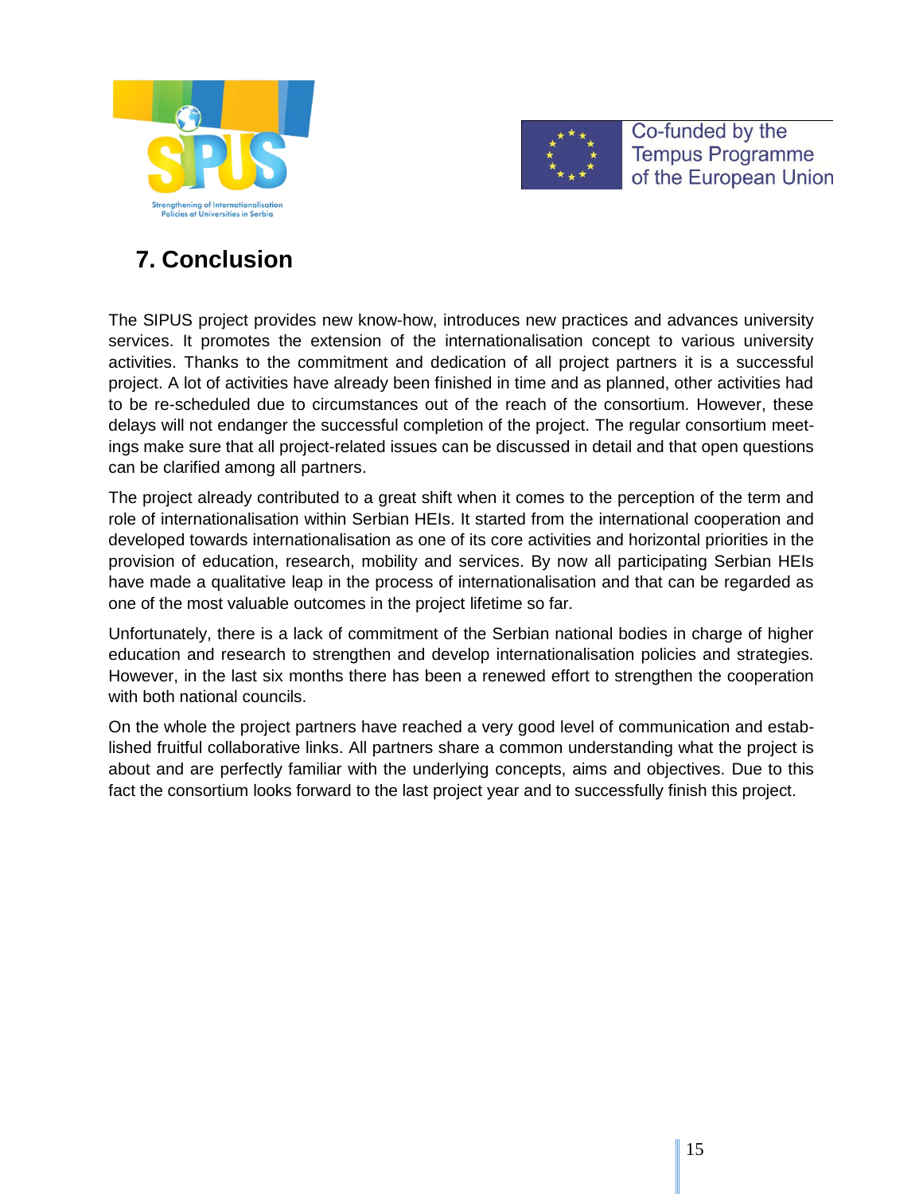## 7. Conclusion

The SIPUS project provides new know-how, introduces new practices and advances university services. It promotes the extension of the internationalisation concept to various university activities. Thanks to the commitment and dedication of all project partners it is a successful project. A lot of activities have already been finished in time and as planned, other activities had to be re-scheduled due to circumstances out of the reach of the consortium. However, these delays will not endanger the successful completion of the project. The regular consortium meetings make sure that all project-related issues can be discussed in detail and that open questions can be clarified among all partners.

The project already contributed to a great shift when it comes to the perception of the term and role of internationalisation within Serbian HEIs. It started from the international cooperation and developed towards internationalisation as one of its core activities and horizontal priorities in the provision of education, research, mobility and services. By now all participating Serbian HEIs have made a qualitative leap in the process of internationalisation and that can be regarded as one of the most valuable outcomes in the project lifetime so far.

Unfortunately, there is a lack of commitment of the Serbian national bodies in charge of higher education and research to strengthen and develop internationalisation policies and strategies. However, in the last six months there has been a renewed effort to strengthen the cooperation with both national councils.

On the whole the project partners have reached a very good level of communication and established fruitful collaborative links. All partners share a common understanding what the project is about and are perfectly familiar with the underlying concepts, aims and objectives. Due to this fact the consortium looks forward to the last project year and to successfully finish this project.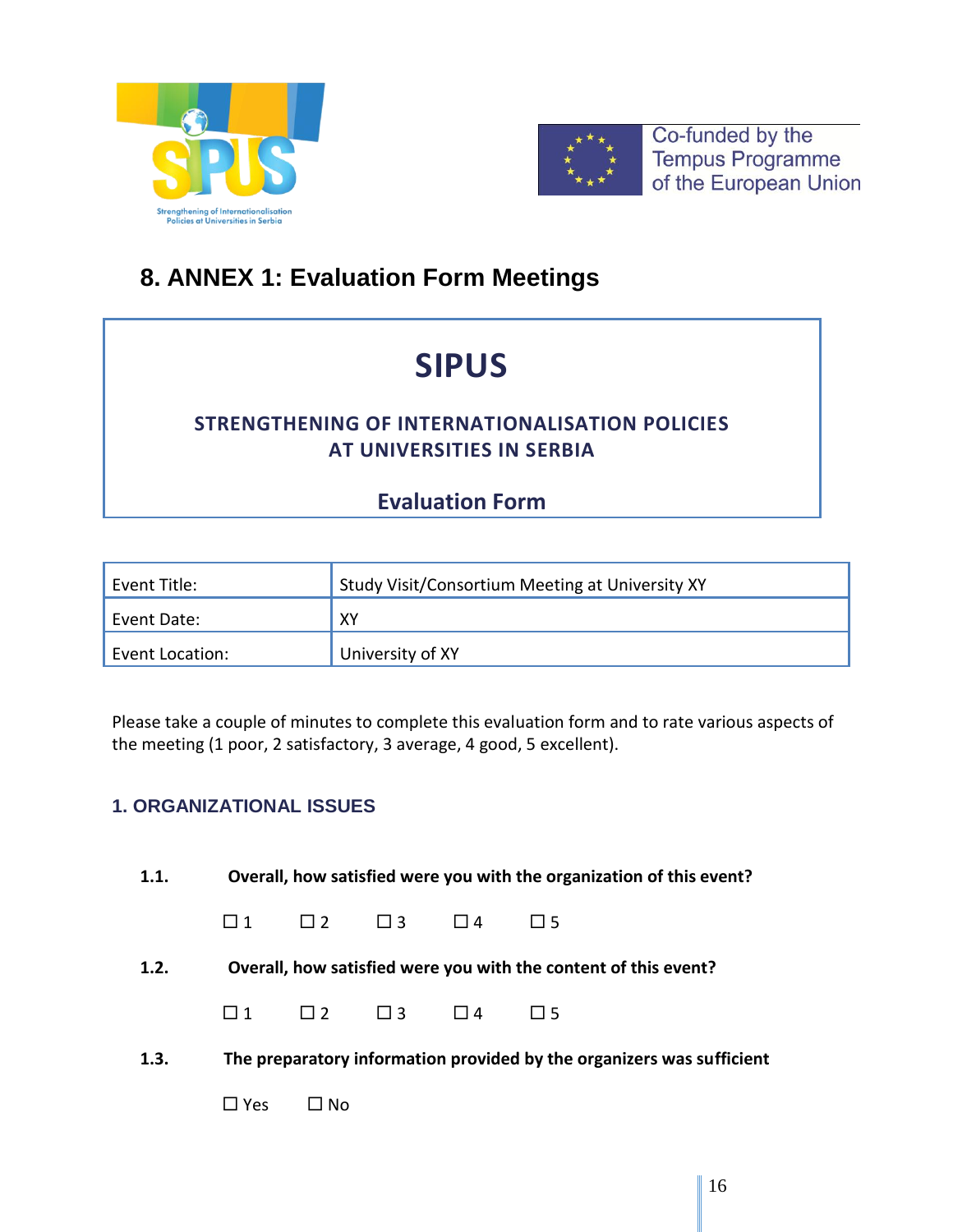# 8. ANNEX 1: Evaluation Form Meetings

**SIPUS**

**STRENGTHENING OF INTERNATIONALISATION POLICIES AT UNIVERSITIES IN SERBIA**

**Evaluation Form**

| Event Title: | Study Visit/Consortium Meeting at University XY |
|---|---|
| Event Date: | XY |
| Event Location: | University of XY |

Please take a couple of minutes to complete this evaluation form and to rate various aspects of the meeting (1 poor, 2 satisfactory, 3 average, 4 good, 5 excellent).

### 1. ORGANIZATIONAL ISSUES

**1.1. Overall, how satisfied were you with the organization of this event?**

☐ 1 ☐ 2 ☐ 3 ☐ 4 ☐ 5

**1.2. Overall, how satisfied were you with the content of this event?**

☐ 1 ☐ 2 ☐ 3 ☐ 4 ☐ 5

**1.3. The preparatory information provided by the organizers was sufficient**

☐ Yes ☐ No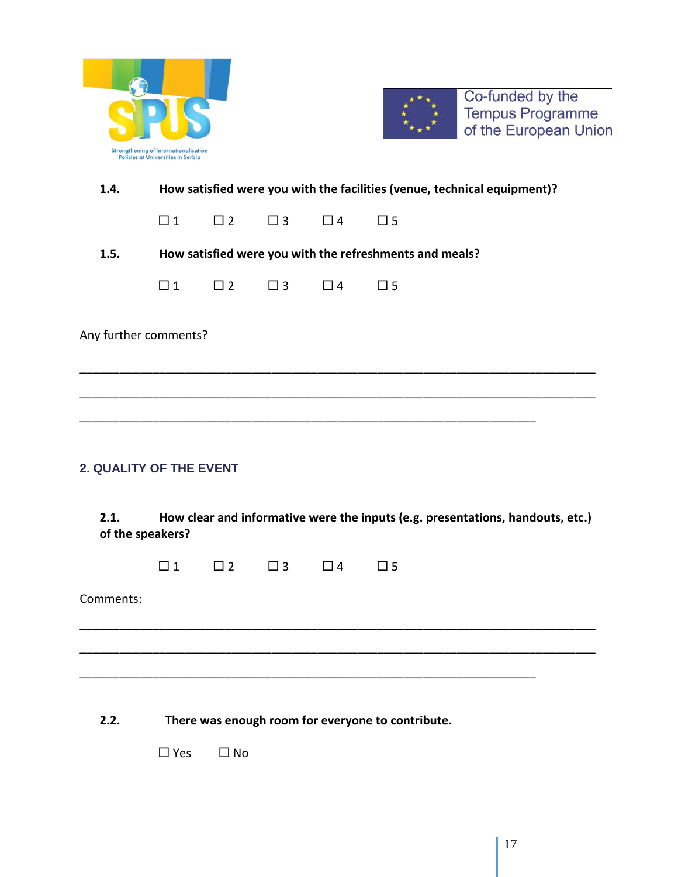**1.4. How satisfied were you with the facilities (venue, technical equipment)?**

☐ 1 ☐ 2 ☐ 3 ☐ 4 ☐ 5

**1.5. How satisfied were you with the refreshments and meals?**

☐ 1 ☐ 2 ☐ 3 ☐ 4 ☐ 5

Any further comments?

_______________________________________________________________________________

_______________________________________________________________________________

______________________________________________________________________

## 2. QUALITY OF THE EVENT

**2.1. How clear and informative were the inputs (e.g. presentations, handouts, etc.) of the speakers?**

☐ 1 ☐ 2 ☐ 3 ☐ 4 ☐ 5

Comments:

_______________________________________________________________________________

_______________________________________________________________________________

______________________________________________________________________

**2.2. There was enough room for everyone to contribute.**

☐ Yes ☐ No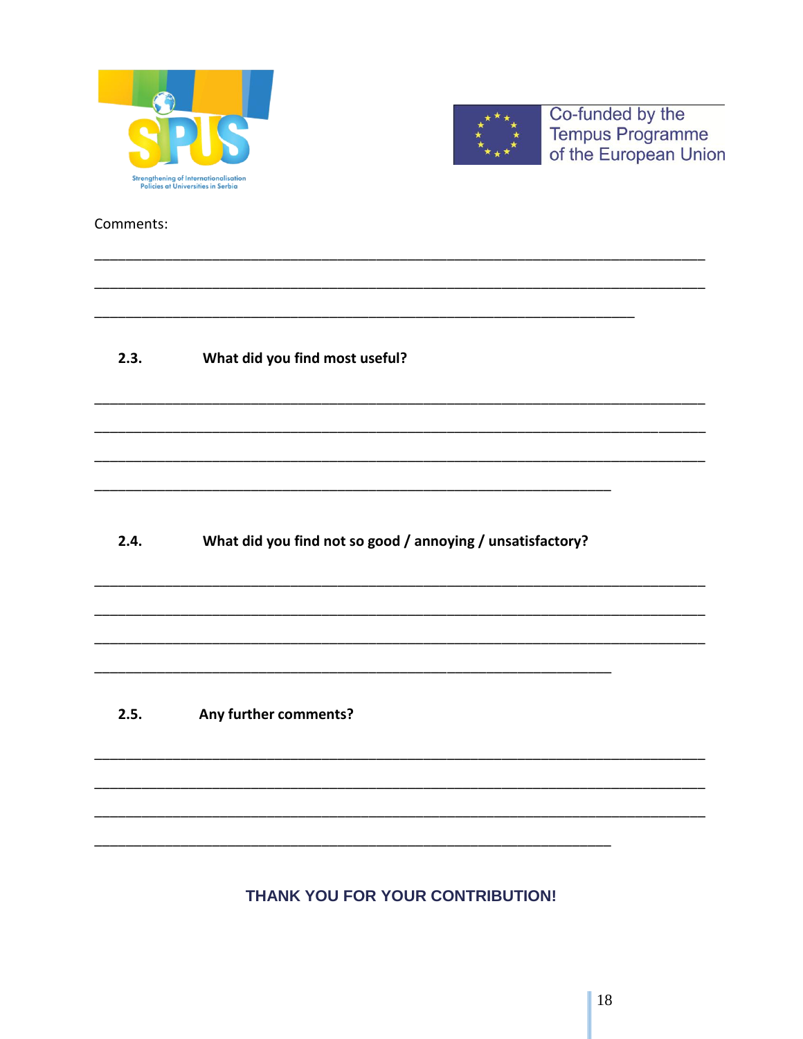Comments:

___________________________________________________________________________

___________________________________________________________________________

__________________________________________________________________

**2.3. What did you find most useful?**

___________________________________________________________________________

___________________________________________________________________________

___________________________________________________________________________

_______________________________________________________________

**2.4. What did you find not so good / annoying / unsatisfactory?**

___________________________________________________________________________

___________________________________________________________________________

___________________________________________________________________________

_______________________________________________________________

**2.5. Any further comments?**

___________________________________________________________________________

___________________________________________________________________________

___________________________________________________________________________

_______________________________________________________________

**THANK YOU FOR YOUR CONTRIBUTION!**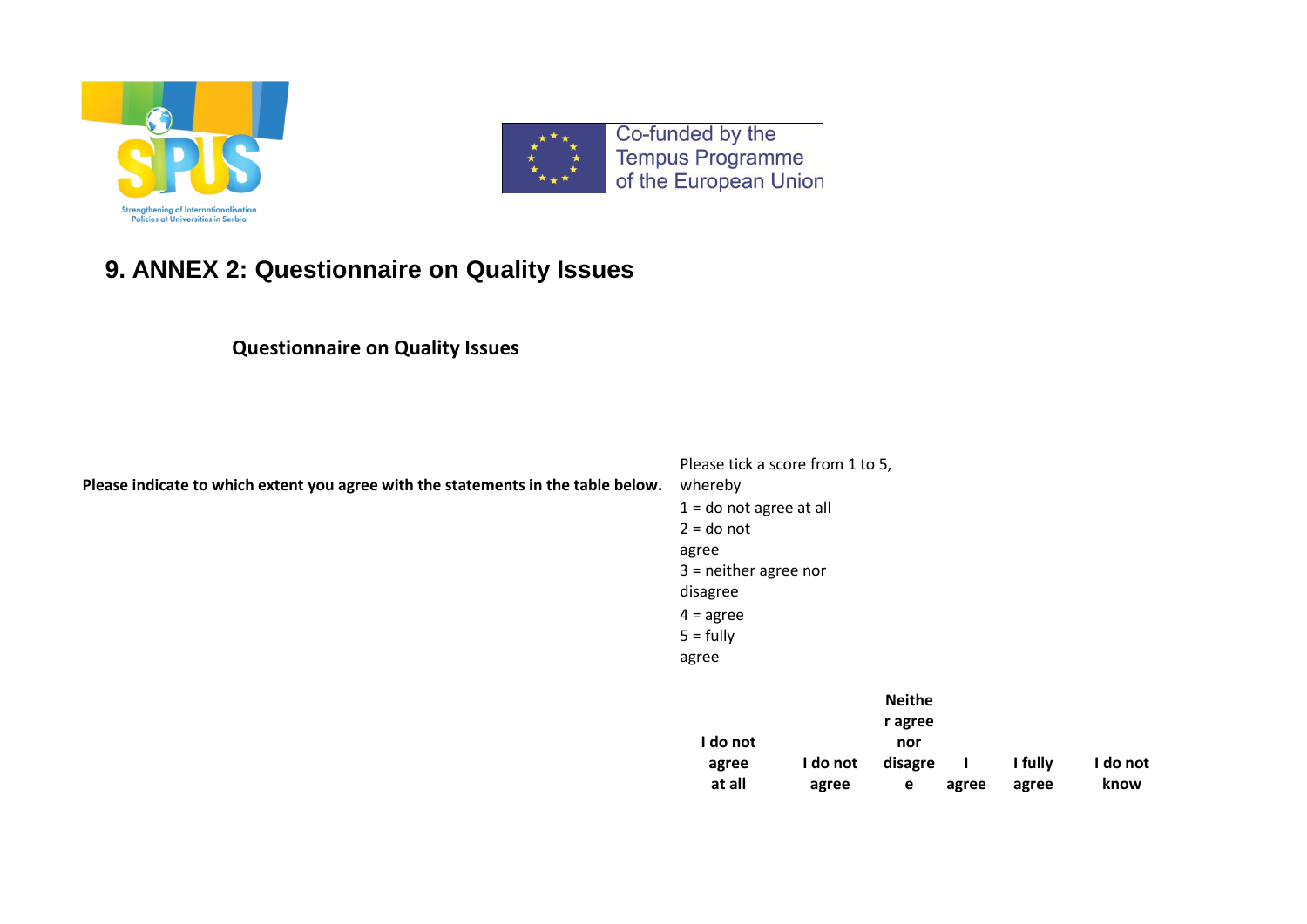Co-funded by the Tempus Programme of the European Union

# 9. ANNEX 2: Questionnaire on Quality Issues

## Questionnaire on Quality Issues

**Please indicate to which extent you agree with the statements in the table below.**

Please tick a score from 1 to 5, whereby
1 = do not agree at all
2 = do not agree
3 = neither agree nor disagree
4 = agree
5 = fully agree

| | I do not agree at all | I do not agree | Neither agree nor disagree | I agree | I fully agree | I do not know |
|---|---|---|---|---|---|---|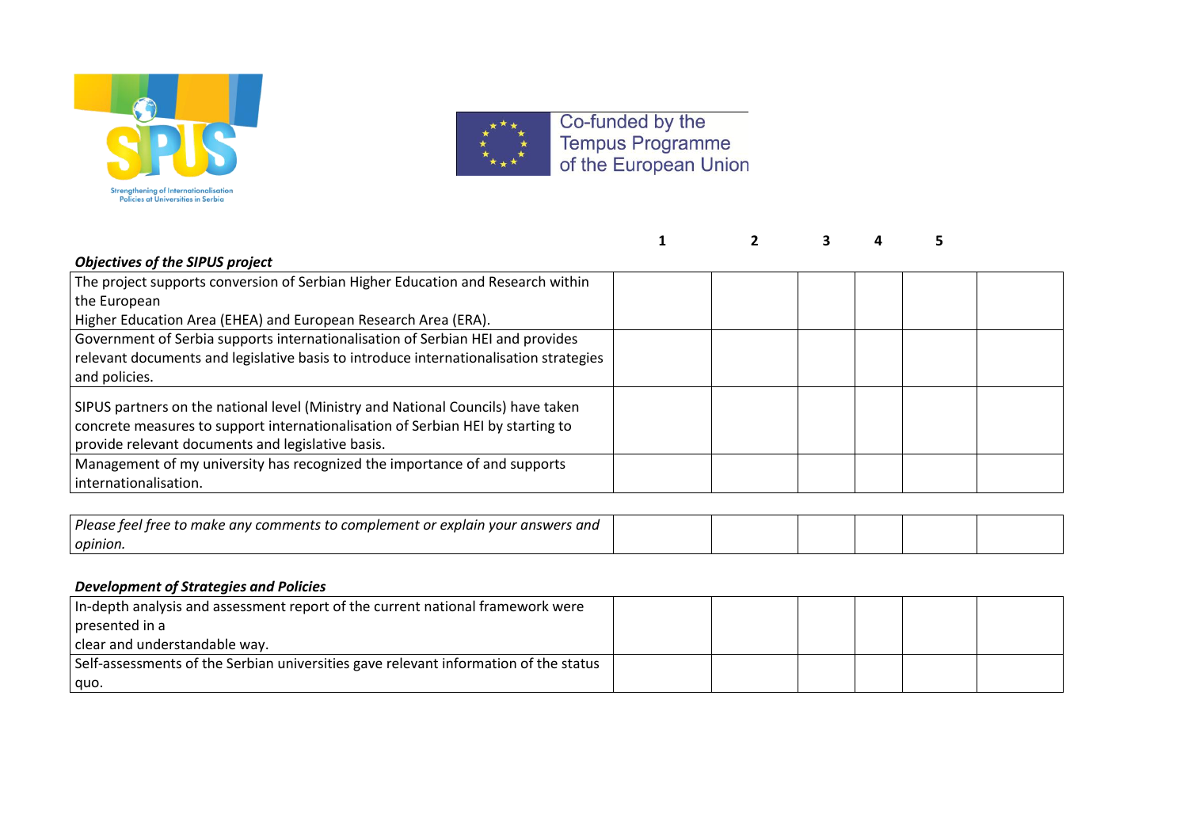Co-funded by the Tempus Programme of the European Union

| *Objectives of the SIPUS project* | 1 | 2 | 3 | 4 | 5 | |
|---|---|---|---|---|---|---|
| The project supports conversion of Serbian Higher Education and Research within the European Higher Education Area (EHEA) and European Research Area (ERA). | | | | | | |
| Government of Serbia supports internationalisation of Serbian HEI and provides relevant documents and legislative basis to introduce internationalisation strategies and policies. | | | | | | |
| SIPUS partners on the national level (Ministry and National Councils) have taken concrete measures to support internationalisation of Serbian HEI by starting to provide relevant documents and legislative basis. | | | | | | |
| Management of my university has recognized the importance of and supports internationalisation. | | | | | | |

| *Please feel free to make any comments to complement or explain your answers and opinion.* | | | | | | |
|---|---|---|---|---|---|---|

***Development of Strategies and Policies***

| | | | | | | |
|---|---|---|---|---|---|---|
| In-depth analysis and assessment report of the current national framework were presented in a clear and understandable way. | | | | | | |
| Self-assessments of the Serbian universities gave relevant information of the status quo. | | | | | | |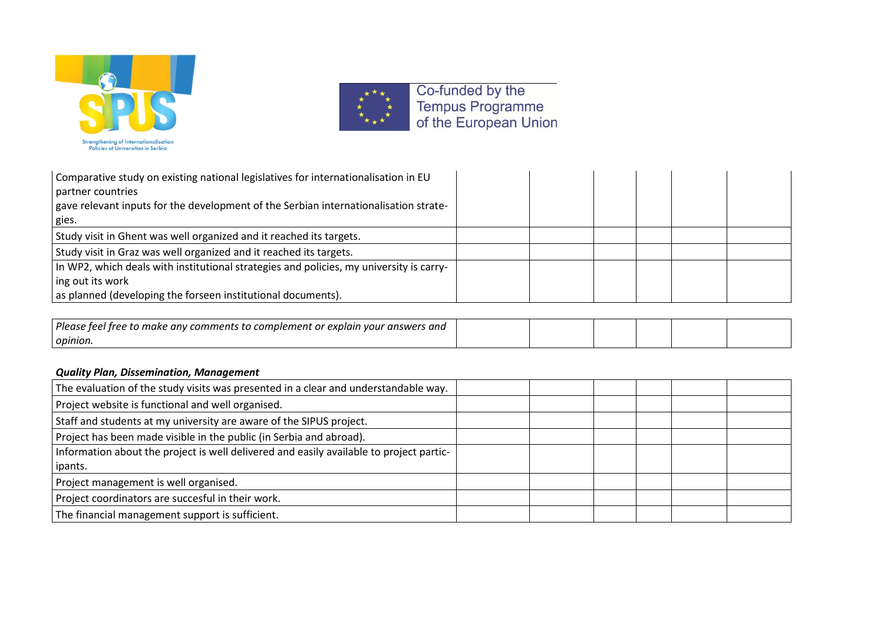| | | | | | |
|---|---|---|---|---|---|
| Comparative study on existing national legislatives for internationalisation in EU partner countries gave relevant inputs for the development of the Serbian internationalisation strategies. | | | | | |
| Study visit in Ghent was well organized and it reached its targets. | | | | | |
| Study visit in Graz was well organized and it reached its targets. | | | | | |
| In WP2, which deals with institutional strategies and policies, my university is carrying out its work as planned (developing the forseen institutional documents). | | | | | |

| | | | | | |
|---|---|---|---|---|---|
| *Please feel free to make any comments to complement or explain your answers and opinion.* | | | | | |

***Quality Plan, Dissemination, Management***

| | | | | | |
|---|---|---|---|---|---|
| The evaluation of the study visits was presented in a clear and understandable way. | | | | | |
| Project website is functional and well organised. | | | | | |
| Staff and students at my university are aware of the SIPUS project. | | | | | |
| Project has been made visible in the public (in Serbia and abroad). | | | | | |
| Information about the project is well delivered and easily available to project participants. | | | | | |
| Project management is well organised. | | | | | |
| Project coordinators are succesful in their work. | | | | | |
| The financial management support is sufficient. | | | | | |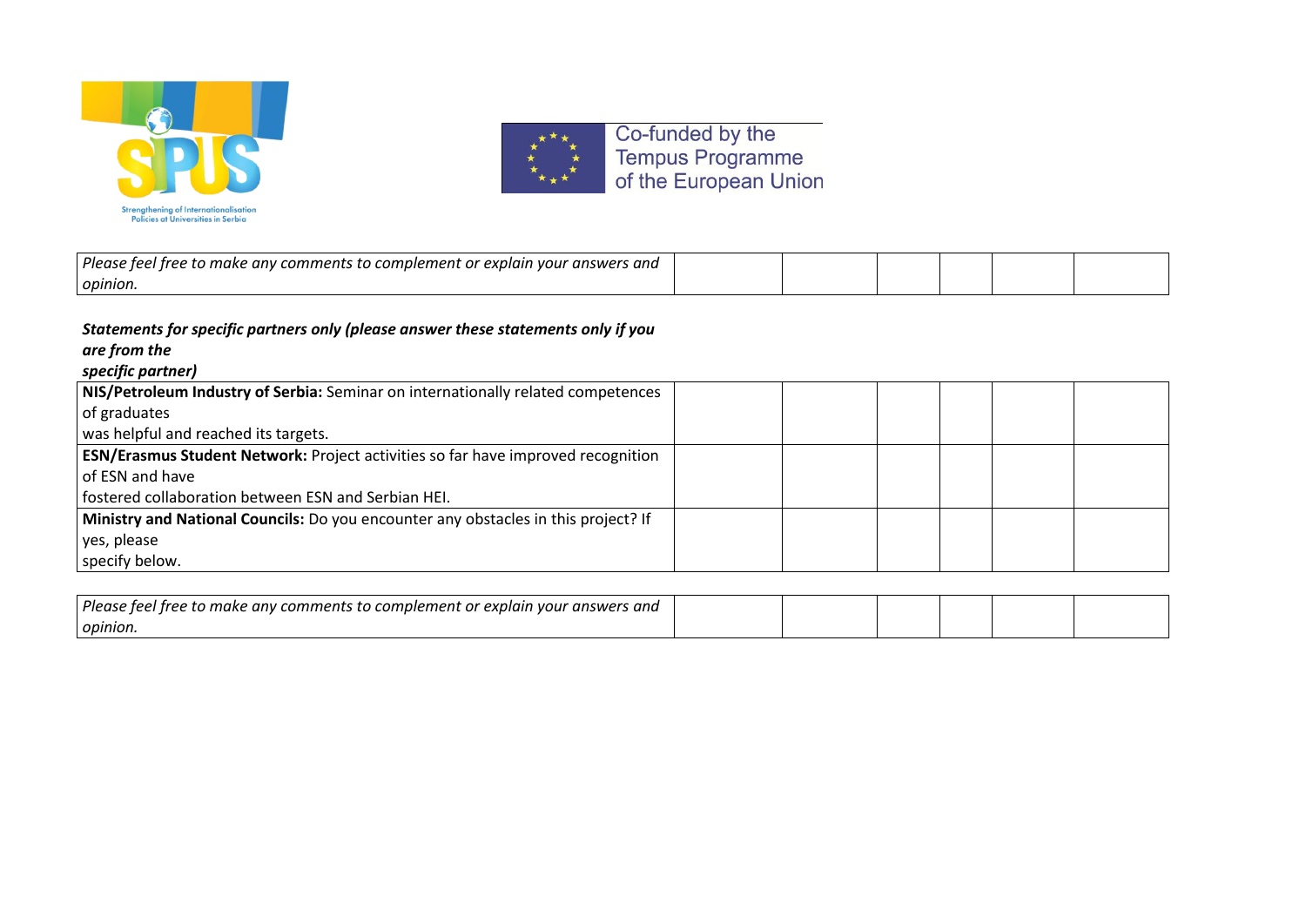Co-funded by the Tempus Programme of the European Union

| | | | | | |
|---|---|---|---|---|---|
| *Please feel free to make any comments to complement or explain your answers and opinion.* | | | | | |

***Statements for specific partners only (please answer these statements only if you are from the specific partner)***

| | | | | | |
|---|---|---|---|---|---|
| **NIS/Petroleum Industry of Serbia:** Seminar on internationally related competences of graduates was helpful and reached its targets. | | | | | |
| **ESN/Erasmus Student Network:** Project activities so far have improved recognition of ESN and have fostered collaboration between ESN and Serbian HEI. | | | | | |
| **Ministry and National Councils:** Do you encounter any obstacles in this project? If yes, please specify below. | | | | | |

| | | | | | |
|---|---|---|---|---|---|
| *Please feel free to make any comments to complement or explain your answers and opinion.* | | | | | |